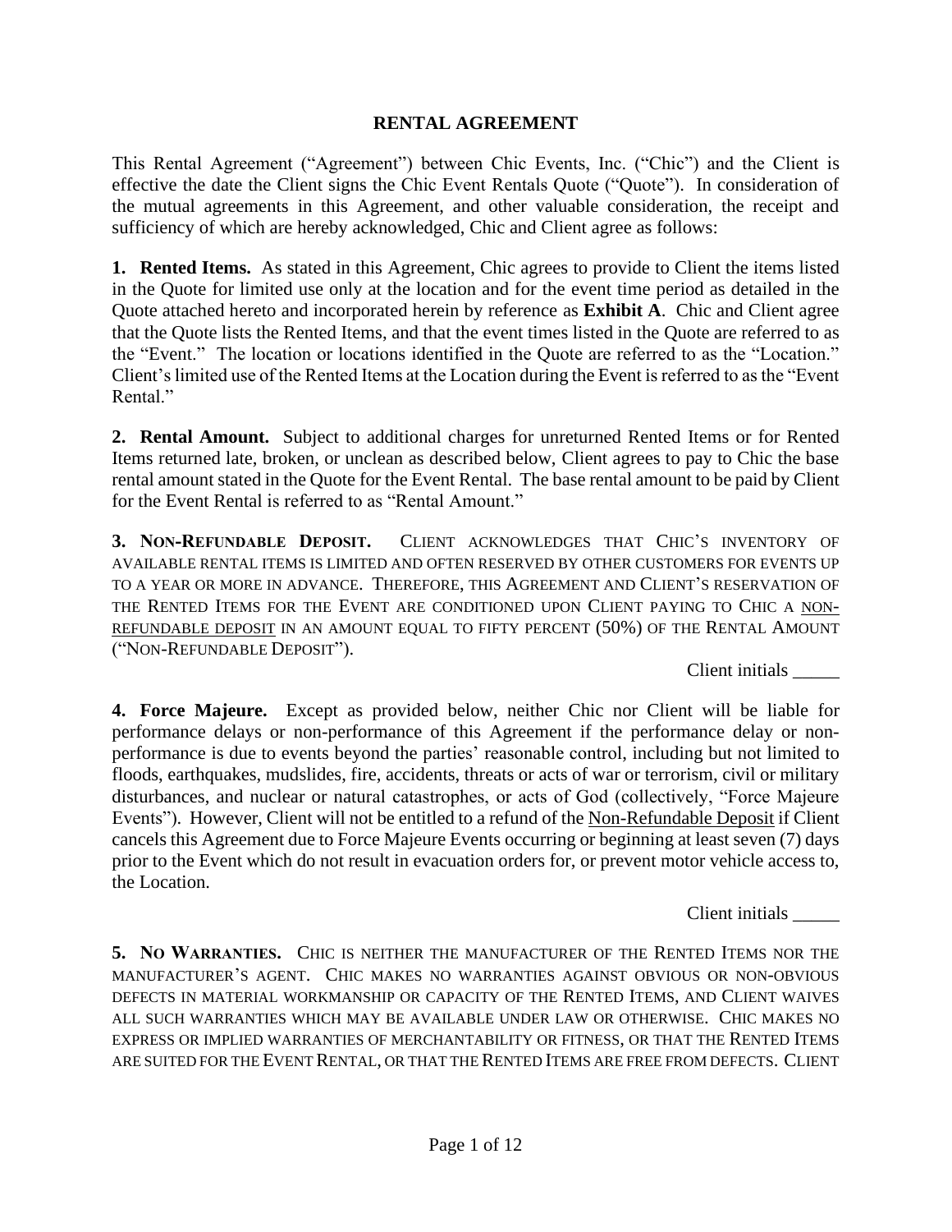# RENTAL AGREEMENT

This Rental Agreement ("Agreement") between Chic Events, Inc. ("Chic") and the Client is effective the date the Client signs the Chic Event Rentals Quote ("Quote"). In consideration of the mutual agreements in this Agreement, and other valuable consideration, the receipt and sufficiency of which are hereby acknowledged, Chic and Client agree as follows:

**1. Rented Items.** As stated in this Agreement, Chic agrees to provide to Client the items listed in the Quote for limited use only at the location and for the event time period as detailed in the Quote attached hereto and incorporated herein by reference as **Exhibit A**. Chic and Client agree that the Quote lists the Rented Items, and that the event times listed in the Quote are referred to as the "Event." The location or locations identified in the Quote are referred to as the "Location." Client's limited use of the Rented Items at the Location during the Event is referred to as the "Event Rental."

**2. Rental Amount.** Subject to additional charges for unreturned Rented Items or for Rented Items returned late, broken, or unclean as described below, Client agrees to pay to Chic the base rental amount stated in the Quote for the Event Rental. The base rental amount to be paid by Client for the Event Rental is referred to as "Rental Amount."

**3. NON-REFUNDABLE DEPOSIT.** CLIENT ACKNOWLEDGES THAT CHIC'S INVENTORY OF AVAILABLE RENTAL ITEMS IS LIMITED AND OFTEN RESERVED BY OTHER CUSTOMERS FOR EVENTS UP TO A YEAR OR MORE IN ADVANCE. THEREFORE, THIS AGREEMENT AND CLIENT'S RESERVATION OF THE RENTED ITEMS FOR THE EVENT ARE CONDITIONED UPON CLIENT PAYING TO CHIC A NON-REFUNDABLE DEPOSIT IN AN AMOUNT EQUAL TO FIFTY PERCENT (50%) OF THE RENTAL AMOUNT ("NON-REFUNDABLE DEPOSIT").

Client initials _____

**4. Force Majeure.** Except as provided below, neither Chic nor Client will be liable for performance delays or non-performance of this Agreement if the performance delay or non-performance is due to events beyond the parties' reasonable control, including but not limited to floods, earthquakes, mudslides, fire, accidents, threats or acts of war or terrorism, civil or military disturbances, and nuclear or natural catastrophes, or acts of God (collectively, "Force Majeure Events"). However, Client will not be entitled to a refund of the Non-Refundable Deposit if Client cancels this Agreement due to Force Majeure Events occurring or beginning at least seven (7) days prior to the Event which do not result in evacuation orders for, or prevent motor vehicle access to, the Location.

Client initials _____

**5. NO WARRANTIES.** CHIC IS NEITHER THE MANUFACTURER OF THE RENTED ITEMS NOR THE MANUFACTURER'S AGENT. CHIC MAKES NO WARRANTIES AGAINST OBVIOUS OR NON-OBVIOUS DEFECTS IN MATERIAL WORKMANSHIP OR CAPACITY OF THE RENTED ITEMS, AND CLIENT WAIVES ALL SUCH WARRANTIES WHICH MAY BE AVAILABLE UNDER LAW OR OTHERWISE. CHIC MAKES NO EXPRESS OR IMPLIED WARRANTIES OF MERCHANTABILITY OR FITNESS, OR THAT THE RENTED ITEMS ARE SUITED FOR THE EVENT RENTAL, OR THAT THE RENTED ITEMS ARE FREE FROM DEFECTS. CLIENT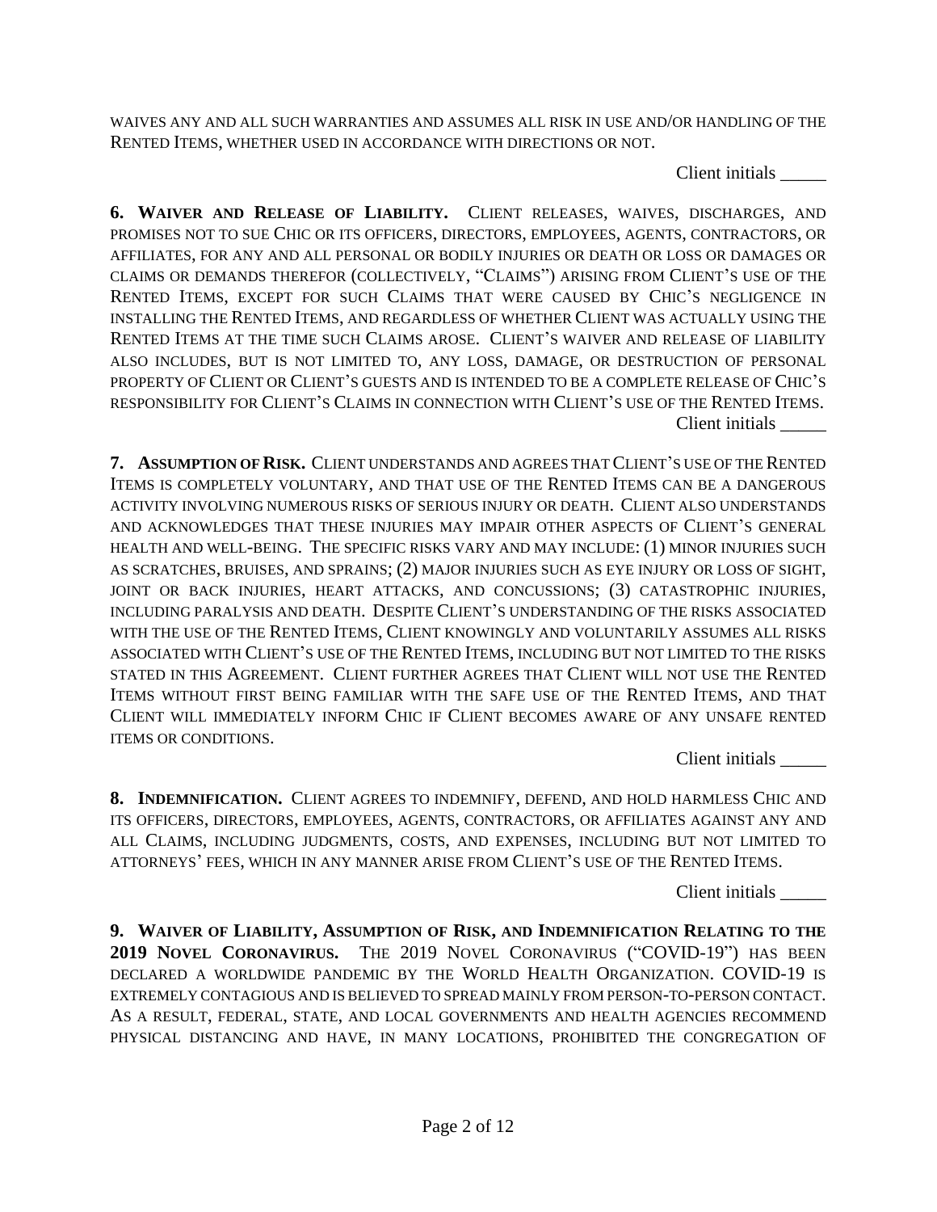WAIVES ANY AND ALL SUCH WARRANTIES AND ASSUMES ALL RISK IN USE AND/OR HANDLING OF THE RENTED ITEMS, WHETHER USED IN ACCORDANCE WITH DIRECTIONS OR NOT.

Client initials _____

**6. WAIVER AND RELEASE OF LIABILITY.** CLIENT RELEASES, WAIVES, DISCHARGES, AND PROMISES NOT TO SUE CHIC OR ITS OFFICERS, DIRECTORS, EMPLOYEES, AGENTS, CONTRACTORS, OR AFFILIATES, FOR ANY AND ALL PERSONAL OR BODILY INJURIES OR DEATH OR LOSS OR DAMAGES OR CLAIMS OR DEMANDS THEREFOR (COLLECTIVELY, "CLAIMS") ARISING FROM CLIENT'S USE OF THE RENTED ITEMS, EXCEPT FOR SUCH CLAIMS THAT WERE CAUSED BY CHIC'S NEGLIGENCE IN INSTALLING THE RENTED ITEMS, AND REGARDLESS OF WHETHER CLIENT WAS ACTUALLY USING THE RENTED ITEMS AT THE TIME SUCH CLAIMS AROSE. CLIENT'S WAIVER AND RELEASE OF LIABILITY ALSO INCLUDES, BUT IS NOT LIMITED TO, ANY LOSS, DAMAGE, OR DESTRUCTION OF PERSONAL PROPERTY OF CLIENT OR CLIENT'S GUESTS AND IS INTENDED TO BE A COMPLETE RELEASE OF CHIC'S RESPONSIBILITY FOR CLIENT'S CLAIMS IN CONNECTION WITH CLIENT'S USE OF THE RENTED ITEMS.

Client initials _____

**7. ASSUMPTION OF RISK.** CLIENT UNDERSTANDS AND AGREES THAT CLIENT'S USE OF THE RENTED ITEMS IS COMPLETELY VOLUNTARY, AND THAT USE OF THE RENTED ITEMS CAN BE A DANGEROUS ACTIVITY INVOLVING NUMEROUS RISKS OF SERIOUS INJURY OR DEATH. CLIENT ALSO UNDERSTANDS AND ACKNOWLEDGES THAT THESE INJURIES MAY IMPAIR OTHER ASPECTS OF CLIENT'S GENERAL HEALTH AND WELL-BEING. THE SPECIFIC RISKS VARY AND MAY INCLUDE: (1) MINOR INJURIES SUCH AS SCRATCHES, BRUISES, AND SPRAINS; (2) MAJOR INJURIES SUCH AS EYE INJURY OR LOSS OF SIGHT, JOINT OR BACK INJURIES, HEART ATTACKS, AND CONCUSSIONS; (3) CATASTROPHIC INJURIES, INCLUDING PARALYSIS AND DEATH. DESPITE CLIENT'S UNDERSTANDING OF THE RISKS ASSOCIATED WITH THE USE OF THE RENTED ITEMS, CLIENT KNOWINGLY AND VOLUNTARILY ASSUMES ALL RISKS ASSOCIATED WITH CLIENT'S USE OF THE RENTED ITEMS, INCLUDING BUT NOT LIMITED TO THE RISKS STATED IN THIS AGREEMENT. CLIENT FURTHER AGREES THAT CLIENT WILL NOT USE THE RENTED ITEMS WITHOUT FIRST BEING FAMILIAR WITH THE SAFE USE OF THE RENTED ITEMS, AND THAT CLIENT WILL IMMEDIATELY INFORM CHIC IF CLIENT BECOMES AWARE OF ANY UNSAFE RENTED ITEMS OR CONDITIONS.

Client initials _____

**8. INDEMNIFICATION.** CLIENT AGREES TO INDEMNIFY, DEFEND, AND HOLD HARMLESS CHIC AND ITS OFFICERS, DIRECTORS, EMPLOYEES, AGENTS, CONTRACTORS, OR AFFILIATES AGAINST ANY AND ALL CLAIMS, INCLUDING JUDGMENTS, COSTS, AND EXPENSES, INCLUDING BUT NOT LIMITED TO ATTORNEYS' FEES, WHICH IN ANY MANNER ARISE FROM CLIENT'S USE OF THE RENTED ITEMS.

Client initials _____

**9. WAIVER OF LIABILITY, ASSUMPTION OF RISK, AND INDEMNIFICATION RELATING TO THE 2019 NOVEL CORONAVIRUS.** THE 2019 NOVEL CORONAVIRUS ("COVID-19") HAS BEEN DECLARED A WORLDWIDE PANDEMIC BY THE WORLD HEALTH ORGANIZATION. COVID-19 IS EXTREMELY CONTAGIOUS AND IS BELIEVED TO SPREAD MAINLY FROM PERSON-TO-PERSON CONTACT. AS A RESULT, FEDERAL, STATE, AND LOCAL GOVERNMENTS AND HEALTH AGENCIES RECOMMEND PHYSICAL DISTANCING AND HAVE, IN MANY LOCATIONS, PROHIBITED THE CONGREGATION OF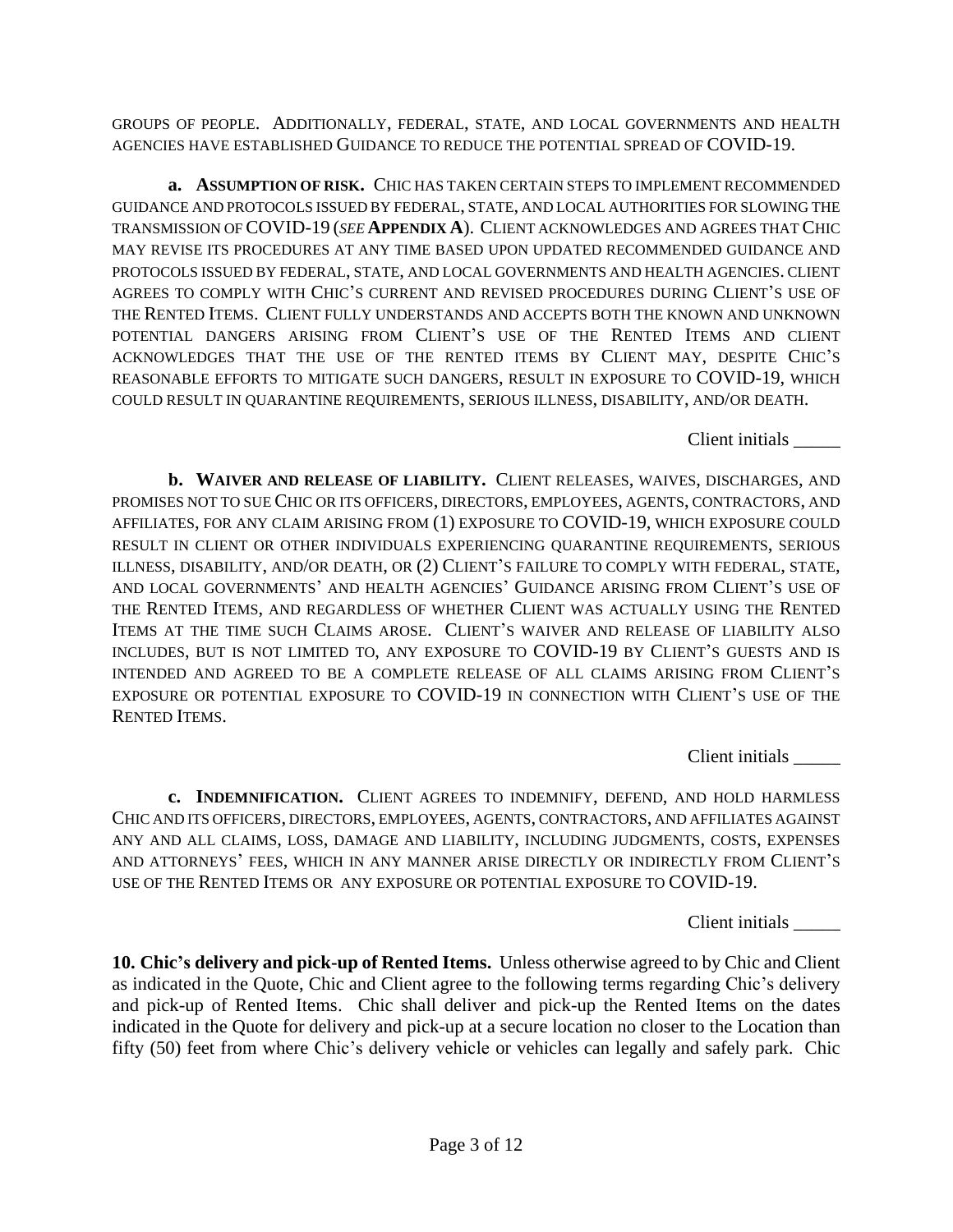GROUPS OF PEOPLE. ADDITIONALLY, FEDERAL, STATE, AND LOCAL GOVERNMENTS AND HEALTH AGENCIES HAVE ESTABLISHED GUIDANCE TO REDUCE THE POTENTIAL SPREAD OF COVID-19.

**a. ASSUMPTION OF RISK.** CHIC HAS TAKEN CERTAIN STEPS TO IMPLEMENT RECOMMENDED GUIDANCE AND PROTOCOLS ISSUED BY FEDERAL, STATE, AND LOCAL AUTHORITIES FOR SLOWING THE TRANSMISSION OF COVID-19 (*SEE* **APPENDIX A**). CLIENT ACKNOWLEDGES AND AGREES THAT CHIC MAY REVISE ITS PROCEDURES AT ANY TIME BASED UPON UPDATED RECOMMENDED GUIDANCE AND PROTOCOLS ISSUED BY FEDERAL, STATE, AND LOCAL GOVERNMENTS AND HEALTH AGENCIES. CLIENT AGREES TO COMPLY WITH CHIC'S CURRENT AND REVISED PROCEDURES DURING CLIENT'S USE OF THE RENTED ITEMS. CLIENT FULLY UNDERSTANDS AND ACCEPTS BOTH THE KNOWN AND UNKNOWN POTENTIAL DANGERS ARISING FROM CLIENT'S USE OF THE RENTED ITEMS AND CLIENT ACKNOWLEDGES THAT THE USE OF THE RENTED ITEMS BY CLIENT MAY, DESPITE CHIC'S REASONABLE EFFORTS TO MITIGATE SUCH DANGERS, RESULT IN EXPOSURE TO COVID-19, WHICH COULD RESULT IN QUARANTINE REQUIREMENTS, SERIOUS ILLNESS, DISABILITY, AND/OR DEATH.

Client initials _____

**b. WAIVER AND RELEASE OF LIABILITY.** CLIENT RELEASES, WAIVES, DISCHARGES, AND PROMISES NOT TO SUE CHIC OR ITS OFFICERS, DIRECTORS, EMPLOYEES, AGENTS, CONTRACTORS, AND AFFILIATES, FOR ANY CLAIM ARISING FROM (1) EXPOSURE TO COVID-19, WHICH EXPOSURE COULD RESULT IN CLIENT OR OTHER INDIVIDUALS EXPERIENCING QUARANTINE REQUIREMENTS, SERIOUS ILLNESS, DISABILITY, AND/OR DEATH, OR (2) CLIENT'S FAILURE TO COMPLY WITH FEDERAL, STATE, AND LOCAL GOVERNMENTS' AND HEALTH AGENCIES' GUIDANCE ARISING FROM CLIENT'S USE OF THE RENTED ITEMS, AND REGARDLESS OF WHETHER CLIENT WAS ACTUALLY USING THE RENTED ITEMS AT THE TIME SUCH CLAIMS AROSE. CLIENT'S WAIVER AND RELEASE OF LIABILITY ALSO INCLUDES, BUT IS NOT LIMITED TO, ANY EXPOSURE TO COVID-19 BY CLIENT'S GUESTS AND IS INTENDED AND AGREED TO BE A COMPLETE RELEASE OF ALL CLAIMS ARISING FROM CLIENT'S EXPOSURE OR POTENTIAL EXPOSURE TO COVID-19 IN CONNECTION WITH CLIENT'S USE OF THE RENTED ITEMS.

Client initials _____

**c. INDEMNIFICATION.** CLIENT AGREES TO INDEMNIFY, DEFEND, AND HOLD HARMLESS CHIC AND ITS OFFICERS, DIRECTORS, EMPLOYEES, AGENTS, CONTRACTORS, AND AFFILIATES AGAINST ANY AND ALL CLAIMS, LOSS, DAMAGE AND LIABILITY, INCLUDING JUDGMENTS, COSTS, EXPENSES AND ATTORNEYS' FEES, WHICH IN ANY MANNER ARISE DIRECTLY OR INDIRECTLY FROM CLIENT'S USE OF THE RENTED ITEMS OR ANY EXPOSURE OR POTENTIAL EXPOSURE TO COVID-19.

Client initials _____

**10. Chic's delivery and pick-up of Rented Items.** Unless otherwise agreed to by Chic and Client as indicated in the Quote, Chic and Client agree to the following terms regarding Chic's delivery and pick-up of Rented Items. Chic shall deliver and pick-up the Rented Items on the dates indicated in the Quote for delivery and pick-up at a secure location no closer to the Location than fifty (50) feet from where Chic's delivery vehicle or vehicles can legally and safely park. Chic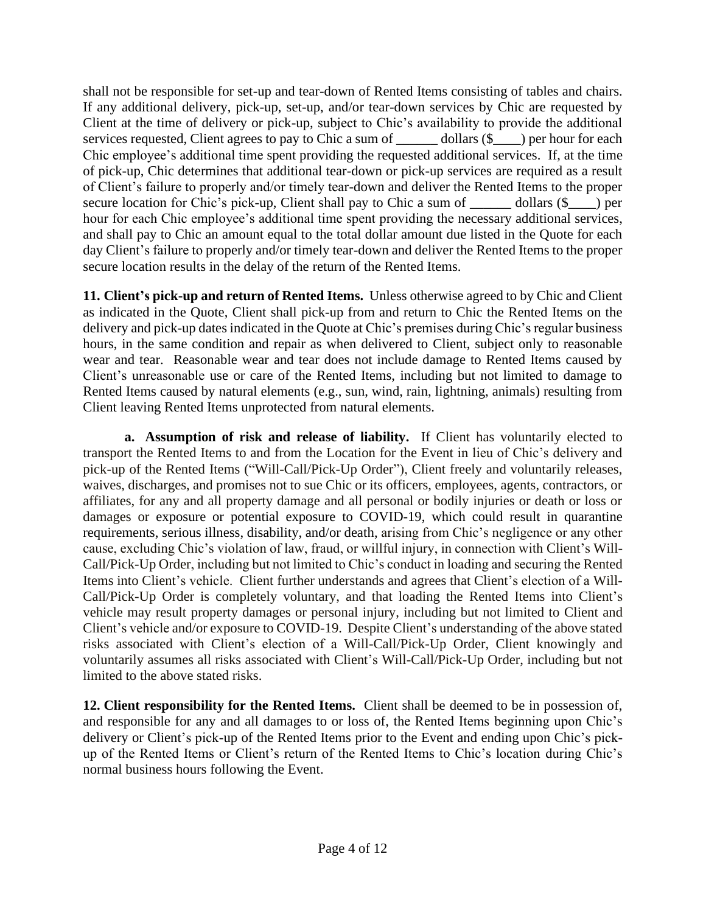shall not be responsible for set-up and tear-down of Rented Items consisting of tables and chairs. If any additional delivery, pick-up, set-up, and/or tear-down services by Chic are requested by Client at the time of delivery or pick-up, subject to Chic's availability to provide the additional services requested, Client agrees to pay to Chic a sum of ______ dollars ($____) per hour for each Chic employee's additional time spent providing the requested additional services. If, at the time of pick-up, Chic determines that additional tear-down or pick-up services are required as a result of Client's failure to properly and/or timely tear-down and deliver the Rented Items to the proper secure location for Chic's pick-up, Client shall pay to Chic a sum of ______ dollars ($____) per hour for each Chic employee's additional time spent providing the necessary additional services, and shall pay to Chic an amount equal to the total dollar amount due listed in the Quote for each day Client's failure to properly and/or timely tear-down and deliver the Rented Items to the proper secure location results in the delay of the return of the Rented Items.

**11. Client's pick-up and return of Rented Items.** Unless otherwise agreed to by Chic and Client as indicated in the Quote, Client shall pick-up from and return to Chic the Rented Items on the delivery and pick-up dates indicated in the Quote at Chic's premises during Chic's regular business hours, in the same condition and repair as when delivered to Client, subject only to reasonable wear and tear. Reasonable wear and tear does not include damage to Rented Items caused by Client's unreasonable use or care of the Rented Items, including but not limited to damage to Rented Items caused by natural elements (e.g., sun, wind, rain, lightning, animals) resulting from Client leaving Rented Items unprotected from natural elements.

**a. Assumption of risk and release of liability.** If Client has voluntarily elected to transport the Rented Items to and from the Location for the Event in lieu of Chic's delivery and pick-up of the Rented Items ("Will-Call/Pick-Up Order"), Client freely and voluntarily releases, waives, discharges, and promises not to sue Chic or its officers, employees, agents, contractors, or affiliates, for any and all property damage and all personal or bodily injuries or death or loss or damages or exposure or potential exposure to COVID-19, which could result in quarantine requirements, serious illness, disability, and/or death, arising from Chic's negligence or any other cause, excluding Chic's violation of law, fraud, or willful injury, in connection with Client's Will-Call/Pick-Up Order, including but not limited to Chic's conduct in loading and securing the Rented Items into Client's vehicle. Client further understands and agrees that Client's election of a Will-Call/Pick-Up Order is completely voluntary, and that loading the Rented Items into Client's vehicle may result property damages or personal injury, including but not limited to Client and Client's vehicle and/or exposure to COVID-19. Despite Client's understanding of the above stated risks associated with Client's election of a Will-Call/Pick-Up Order, Client knowingly and voluntarily assumes all risks associated with Client's Will-Call/Pick-Up Order, including but not limited to the above stated risks.

**12. Client responsibility for the Rented Items.** Client shall be deemed to be in possession of, and responsible for any and all damages to or loss of, the Rented Items beginning upon Chic's delivery or Client's pick-up of the Rented Items prior to the Event and ending upon Chic's pick-up of the Rented Items or Client's return of the Rented Items to Chic's location during Chic's normal business hours following the Event.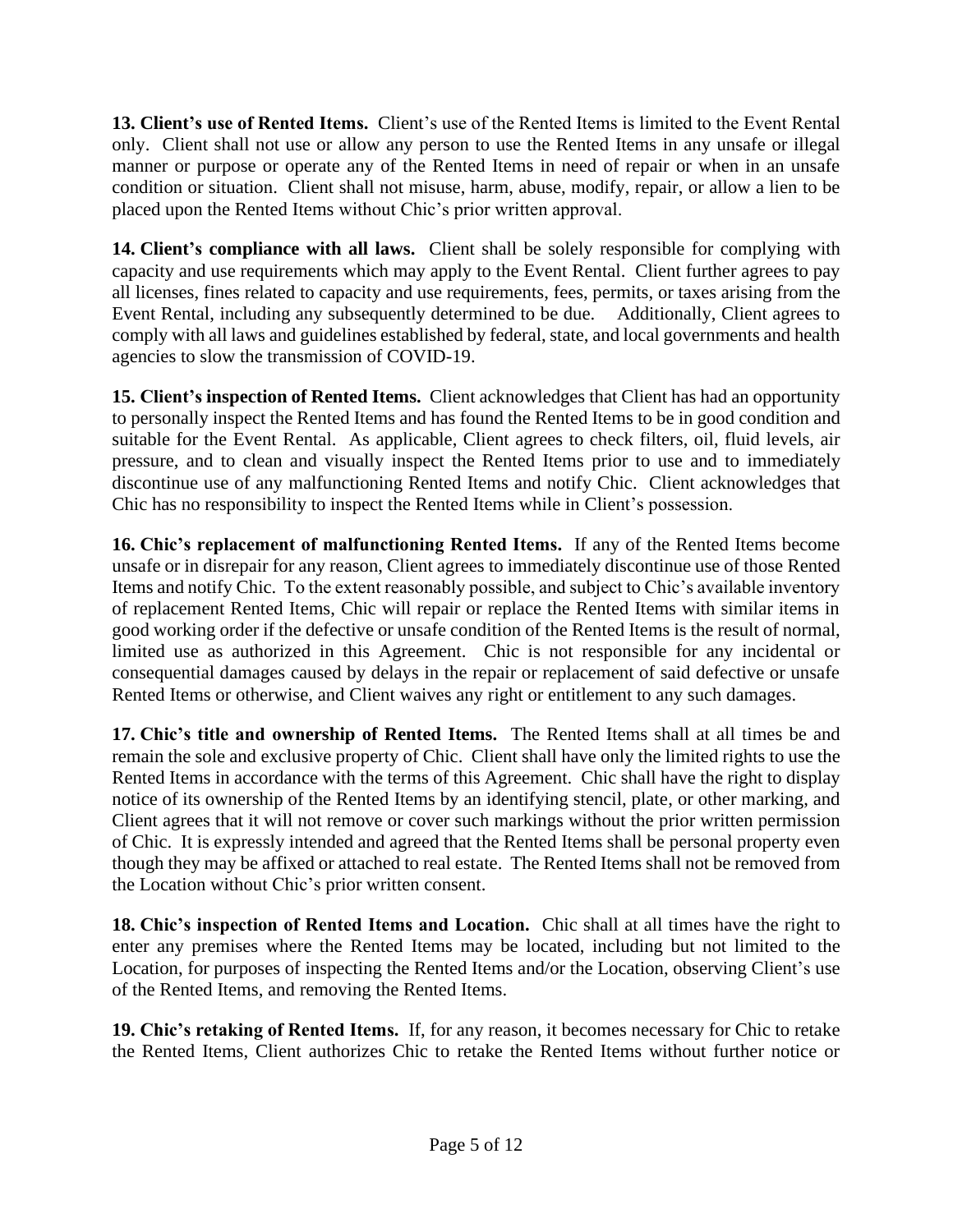**13. Client's use of Rented Items.** Client's use of the Rented Items is limited to the Event Rental only. Client shall not use or allow any person to use the Rented Items in any unsafe or illegal manner or purpose or operate any of the Rented Items in need of repair or when in an unsafe condition or situation. Client shall not misuse, harm, abuse, modify, repair, or allow a lien to be placed upon the Rented Items without Chic's prior written approval.

**14. Client's compliance with all laws.** Client shall be solely responsible for complying with capacity and use requirements which may apply to the Event Rental. Client further agrees to pay all licenses, fines related to capacity and use requirements, fees, permits, or taxes arising from the Event Rental, including any subsequently determined to be due. Additionally, Client agrees to comply with all laws and guidelines established by federal, state, and local governments and health agencies to slow the transmission of COVID-19.

**15. Client's inspection of Rented Items.** Client acknowledges that Client has had an opportunity to personally inspect the Rented Items and has found the Rented Items to be in good condition and suitable for the Event Rental. As applicable, Client agrees to check filters, oil, fluid levels, air pressure, and to clean and visually inspect the Rented Items prior to use and to immediately discontinue use of any malfunctioning Rented Items and notify Chic. Client acknowledges that Chic has no responsibility to inspect the Rented Items while in Client's possession.

**16. Chic's replacement of malfunctioning Rented Items.** If any of the Rented Items become unsafe or in disrepair for any reason, Client agrees to immediately discontinue use of those Rented Items and notify Chic. To the extent reasonably possible, and subject to Chic's available inventory of replacement Rented Items, Chic will repair or replace the Rented Items with similar items in good working order if the defective or unsafe condition of the Rented Items is the result of normal, limited use as authorized in this Agreement. Chic is not responsible for any incidental or consequential damages caused by delays in the repair or replacement of said defective or unsafe Rented Items or otherwise, and Client waives any right or entitlement to any such damages.

**17. Chic's title and ownership of Rented Items.** The Rented Items shall at all times be and remain the sole and exclusive property of Chic. Client shall have only the limited rights to use the Rented Items in accordance with the terms of this Agreement. Chic shall have the right to display notice of its ownership of the Rented Items by an identifying stencil, plate, or other marking, and Client agrees that it will not remove or cover such markings without the prior written permission of Chic. It is expressly intended and agreed that the Rented Items shall be personal property even though they may be affixed or attached to real estate. The Rented Items shall not be removed from the Location without Chic's prior written consent.

**18. Chic's inspection of Rented Items and Location.** Chic shall at all times have the right to enter any premises where the Rented Items may be located, including but not limited to the Location, for purposes of inspecting the Rented Items and/or the Location, observing Client's use of the Rented Items, and removing the Rented Items.

**19. Chic's retaking of Rented Items.** If, for any reason, it becomes necessary for Chic to retake the Rented Items, Client authorizes Chic to retake the Rented Items without further notice or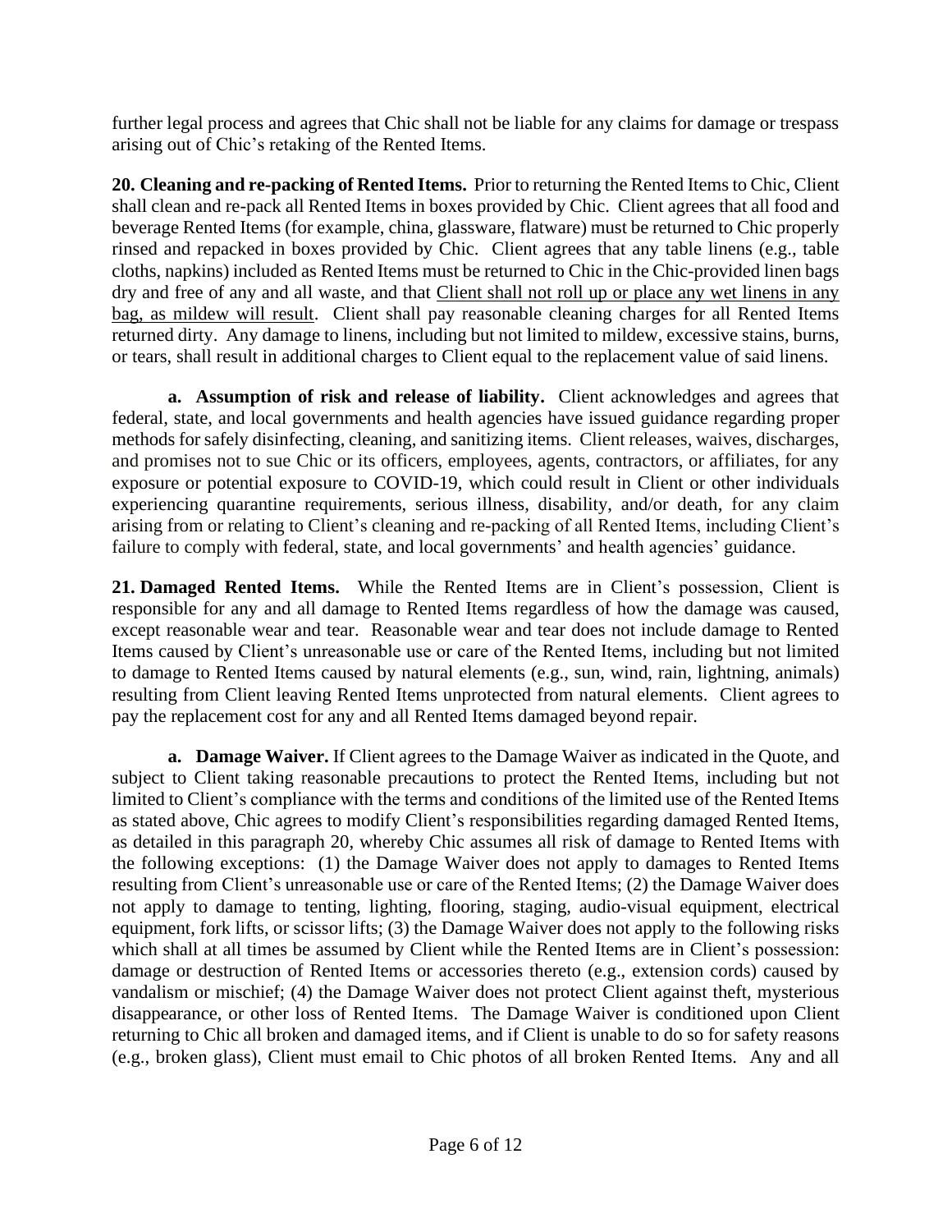further legal process and agrees that Chic shall not be liable for any claims for damage or trespass arising out of Chic's retaking of the Rented Items.

**20. Cleaning and re-packing of Rented Items.** Prior to returning the Rented Items to Chic, Client shall clean and re-pack all Rented Items in boxes provided by Chic. Client agrees that all food and beverage Rented Items (for example, china, glassware, flatware) must be returned to Chic properly rinsed and repacked in boxes provided by Chic. Client agrees that any table linens (e.g., table cloths, napkins) included as Rented Items must be returned to Chic in the Chic-provided linen bags dry and free of any and all waste, and that <u>Client shall not roll up or place any wet linens in any bag, as mildew will result</u>. Client shall pay reasonable cleaning charges for all Rented Items returned dirty. Any damage to linens, including but not limited to mildew, excessive stains, burns, or tears, shall result in additional charges to Client equal to the replacement value of said linens.

**a. Assumption of risk and release of liability.** Client acknowledges and agrees that federal, state, and local governments and health agencies have issued guidance regarding proper methods for safely disinfecting, cleaning, and sanitizing items. Client releases, waives, discharges, and promises not to sue Chic or its officers, employees, agents, contractors, or affiliates, for any exposure or potential exposure to COVID-19, which could result in Client or other individuals experiencing quarantine requirements, serious illness, disability, and/or death, for any claim arising from or relating to Client's cleaning and re-packing of all Rented Items, including Client's failure to comply with federal, state, and local governments' and health agencies' guidance.

**21. Damaged Rented Items.** While the Rented Items are in Client's possession, Client is responsible for any and all damage to Rented Items regardless of how the damage was caused, except reasonable wear and tear. Reasonable wear and tear does not include damage to Rented Items caused by Client's unreasonable use or care of the Rented Items, including but not limited to damage to Rented Items caused by natural elements (e.g., sun, wind, rain, lightning, animals) resulting from Client leaving Rented Items unprotected from natural elements. Client agrees to pay the replacement cost for any and all Rented Items damaged beyond repair.

**a. Damage Waiver.** If Client agrees to the Damage Waiver as indicated in the Quote, and subject to Client taking reasonable precautions to protect the Rented Items, including but not limited to Client's compliance with the terms and conditions of the limited use of the Rented Items as stated above, Chic agrees to modify Client's responsibilities regarding damaged Rented Items, as detailed in this paragraph 20, whereby Chic assumes all risk of damage to Rented Items with the following exceptions: (1) the Damage Waiver does not apply to damages to Rented Items resulting from Client's unreasonable use or care of the Rented Items; (2) the Damage Waiver does not apply to damage to tenting, lighting, flooring, staging, audio-visual equipment, electrical equipment, fork lifts, or scissor lifts; (3) the Damage Waiver does not apply to the following risks which shall at all times be assumed by Client while the Rented Items are in Client's possession: damage or destruction of Rented Items or accessories thereto (e.g., extension cords) caused by vandalism or mischief; (4) the Damage Waiver does not protect Client against theft, mysterious disappearance, or other loss of Rented Items. The Damage Waiver is conditioned upon Client returning to Chic all broken and damaged items, and if Client is unable to do so for safety reasons (e.g., broken glass), Client must email to Chic photos of all broken Rented Items. Any and all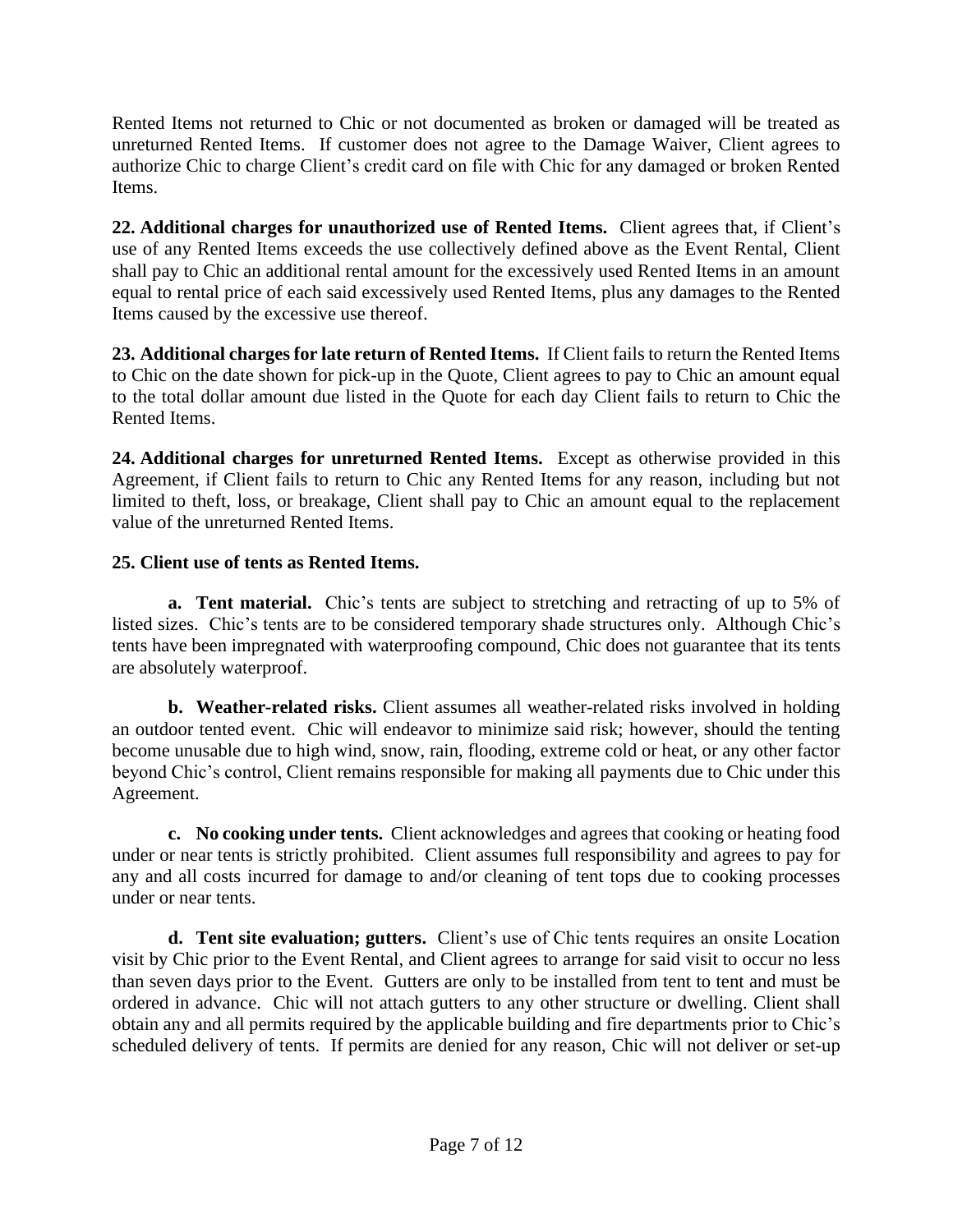Rented Items not returned to Chic or not documented as broken or damaged will be treated as unreturned Rented Items. If customer does not agree to the Damage Waiver, Client agrees to authorize Chic to charge Client's credit card on file with Chic for any damaged or broken Rented Items.

**22. Additional charges for unauthorized use of Rented Items.** Client agrees that, if Client's use of any Rented Items exceeds the use collectively defined above as the Event Rental, Client shall pay to Chic an additional rental amount for the excessively used Rented Items in an amount equal to rental price of each said excessively used Rented Items, plus any damages to the Rented Items caused by the excessive use thereof.

**23. Additional charges for late return of Rented Items.** If Client fails to return the Rented Items to Chic on the date shown for pick-up in the Quote, Client agrees to pay to Chic an amount equal to the total dollar amount due listed in the Quote for each day Client fails to return to Chic the Rented Items.

**24. Additional charges for unreturned Rented Items.** Except as otherwise provided in this Agreement, if Client fails to return to Chic any Rented Items for any reason, including but not limited to theft, loss, or breakage, Client shall pay to Chic an amount equal to the replacement value of the unreturned Rented Items.

**25. Client use of tents as Rented Items.**

**a. Tent material.** Chic's tents are subject to stretching and retracting of up to 5% of listed sizes. Chic's tents are to be considered temporary shade structures only. Although Chic's tents have been impregnated with waterproofing compound, Chic does not guarantee that its tents are absolutely waterproof.

**b. Weather-related risks.** Client assumes all weather-related risks involved in holding an outdoor tented event. Chic will endeavor to minimize said risk; however, should the tenting become unusable due to high wind, snow, rain, flooding, extreme cold or heat, or any other factor beyond Chic's control, Client remains responsible for making all payments due to Chic under this Agreement.

**c. No cooking under tents.** Client acknowledges and agrees that cooking or heating food under or near tents is strictly prohibited. Client assumes full responsibility and agrees to pay for any and all costs incurred for damage to and/or cleaning of tent tops due to cooking processes under or near tents.

**d. Tent site evaluation; gutters.** Client's use of Chic tents requires an onsite Location visit by Chic prior to the Event Rental, and Client agrees to arrange for said visit to occur no less than seven days prior to the Event. Gutters are only to be installed from tent to tent and must be ordered in advance. Chic will not attach gutters to any other structure or dwelling. Client shall obtain any and all permits required by the applicable building and fire departments prior to Chic's scheduled delivery of tents. If permits are denied for any reason, Chic will not deliver or set-up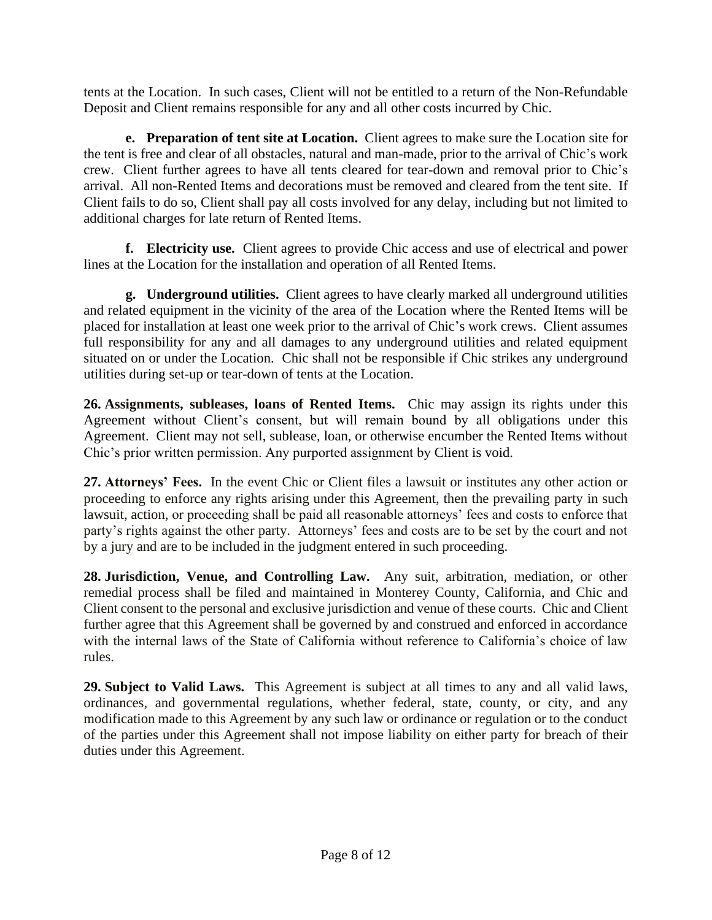tents at the Location. In such cases, Client will not be entitled to a return of the Non-Refundable Deposit and Client remains responsible for any and all other costs incurred by Chic.

**e. Preparation of tent site at Location.** Client agrees to make sure the Location site for the tent is free and clear of all obstacles, natural and man-made, prior to the arrival of Chic's work crew. Client further agrees to have all tents cleared for tear-down and removal prior to Chic's arrival. All non-Rented Items and decorations must be removed and cleared from the tent site. If Client fails to do so, Client shall pay all costs involved for any delay, including but not limited to additional charges for late return of Rented Items.

**f. Electricity use.** Client agrees to provide Chic access and use of electrical and power lines at the Location for the installation and operation of all Rented Items.

**g. Underground utilities.** Client agrees to have clearly marked all underground utilities and related equipment in the vicinity of the area of the Location where the Rented Items will be placed for installation at least one week prior to the arrival of Chic's work crews. Client assumes full responsibility for any and all damages to any underground utilities and related equipment situated on or under the Location. Chic shall not be responsible if Chic strikes any underground utilities during set-up or tear-down of tents at the Location.

**26. Assignments, subleases, loans of Rented Items.** Chic may assign its rights under this Agreement without Client's consent, but will remain bound by all obligations under this Agreement. Client may not sell, sublease, loan, or otherwise encumber the Rented Items without Chic's prior written permission. Any purported assignment by Client is void.

**27. Attorneys' Fees.** In the event Chic or Client files a lawsuit or institutes any other action or proceeding to enforce any rights arising under this Agreement, then the prevailing party in such lawsuit, action, or proceeding shall be paid all reasonable attorneys' fees and costs to enforce that party's rights against the other party. Attorneys' fees and costs are to be set by the court and not by a jury and are to be included in the judgment entered in such proceeding.

**28. Jurisdiction, Venue, and Controlling Law.** Any suit, arbitration, mediation, or other remedial process shall be filed and maintained in Monterey County, California, and Chic and Client consent to the personal and exclusive jurisdiction and venue of these courts. Chic and Client further agree that this Agreement shall be governed by and construed and enforced in accordance with the internal laws of the State of California without reference to California's choice of law rules.

**29. Subject to Valid Laws.** This Agreement is subject at all times to any and all valid laws, ordinances, and governmental regulations, whether federal, state, county, or city, and any modification made to this Agreement by any such law or ordinance or regulation or to the conduct of the parties under this Agreement shall not impose liability on either party for breach of their duties under this Agreement.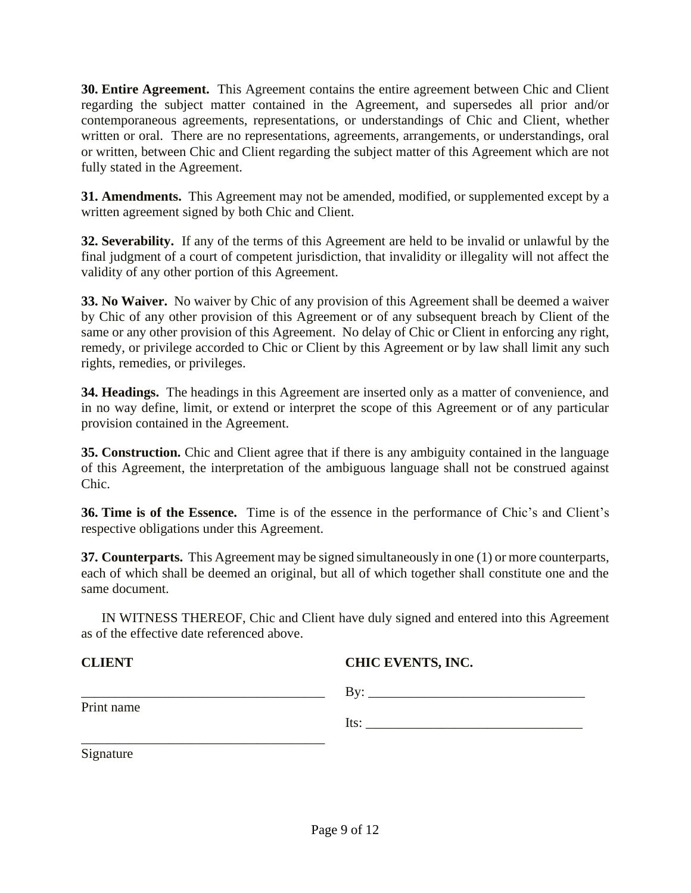**30. Entire Agreement.** This Agreement contains the entire agreement between Chic and Client regarding the subject matter contained in the Agreement, and supersedes all prior and/or contemporaneous agreements, representations, or understandings of Chic and Client, whether written or oral. There are no representations, agreements, arrangements, or understandings, oral or written, between Chic and Client regarding the subject matter of this Agreement which are not fully stated in the Agreement.

**31. Amendments.** This Agreement may not be amended, modified, or supplemented except by a written agreement signed by both Chic and Client.

**32. Severability.** If any of the terms of this Agreement are held to be invalid or unlawful by the final judgment of a court of competent jurisdiction, that invalidity or illegality will not affect the validity of any other portion of this Agreement.

**33. No Waiver.** No waiver by Chic of any provision of this Agreement shall be deemed a waiver by Chic of any other provision of this Agreement or of any subsequent breach by Client of the same or any other provision of this Agreement. No delay of Chic or Client in enforcing any right, remedy, or privilege accorded to Chic or Client by this Agreement or by law shall limit any such rights, remedies, or privileges.

**34. Headings.** The headings in this Agreement are inserted only as a matter of convenience, and in no way define, limit, or extend or interpret the scope of this Agreement or of any particular provision contained in the Agreement.

**35. Construction.** Chic and Client agree that if there is any ambiguity contained in the language of this Agreement, the interpretation of the ambiguous language shall not be construed against Chic.

**36. Time is of the Essence.** Time is of the essence in the performance of Chic's and Client's respective obligations under this Agreement.

**37. Counterparts.** This Agreement may be signed simultaneously in one (1) or more counterparts, each of which shall be deemed an original, but all of which together shall constitute one and the same document.

IN WITNESS THEREOF, Chic and Client have duly signed and entered into this Agreement as of the effective date referenced above.

**CLIENT**

\_\_\_\_\_\_\_\_\_\_\_\_\_\_\_\_\_\_\_\_\_\_\_\_\_\_\_\_\_\_\_\_\_\_\_\_
Print name

\_\_\_\_\_\_\_\_\_\_\_\_\_\_\_\_\_\_\_\_\_\_\_\_\_\_\_\_\_\_\_\_\_\_\_\_
Signature

**CHIC EVENTS, INC.**

By: \_\_\_\_\_\_\_\_\_\_\_\_\_\_\_\_\_\_\_\_\_\_\_\_\_\_\_\_\_\_\_\_

Its: \_\_\_\_\_\_\_\_\_\_\_\_\_\_\_\_\_\_\_\_\_\_\_\_\_\_\_\_\_\_\_\_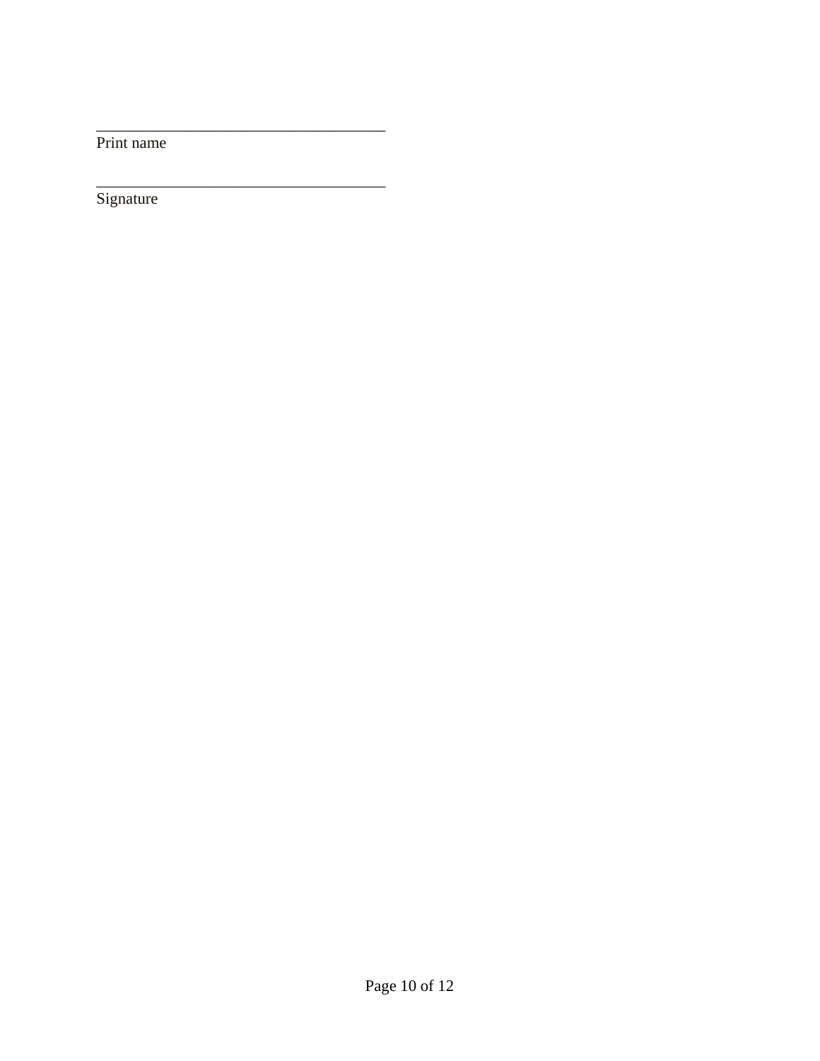\_\_\_\_\_\_\_\_\_\_\_\_\_\_\_\_\_\_\_\_\_\_\_\_\_\_\_\_\_\_\_\_\_\_\_\_
Print name

\_\_\_\_\_\_\_\_\_\_\_\_\_\_\_\_\_\_\_\_\_\_\_\_\_\_\_\_\_\_\_\_\_\_\_\_
Signature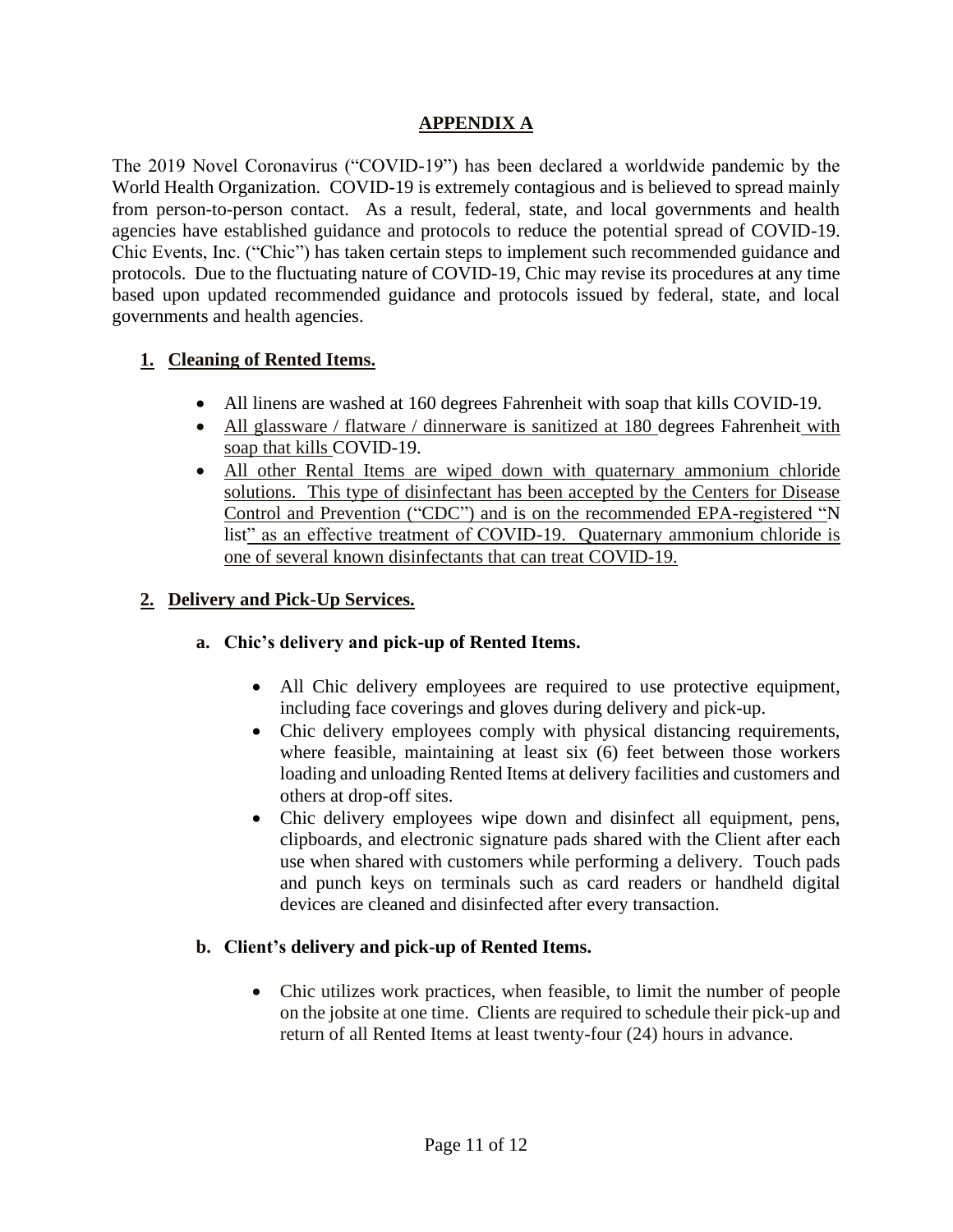## APPENDIX A

The 2019 Novel Coronavirus ("COVID-19") has been declared a worldwide pandemic by the World Health Organization. COVID-19 is extremely contagious and is believed to spread mainly from person-to-person contact. As a result, federal, state, and local governments and health agencies have established guidance and protocols to reduce the potential spread of COVID-19. Chic Events, Inc. ("Chic") has taken certain steps to implement such recommended guidance and protocols. Due to the fluctuating nature of COVID-19, Chic may revise its procedures at any time based upon updated recommended guidance and protocols issued by federal, state, and local governments and health agencies.

### 1. Cleaning of Rented Items.

- All linens are washed at 160 degrees Fahrenheit with soap that kills COVID-19.
- All glassware / flatware / dinnerware is sanitized at 180 degrees Fahrenheit with soap that kills COVID-19.
- All other Rental Items are wiped down with quaternary ammonium chloride solutions. This type of disinfectant has been accepted by the Centers for Disease Control and Prevention ("CDC") and is on the recommended EPA-registered "N list" as an effective treatment of COVID-19. Quaternary ammonium chloride is one of several known disinfectants that can treat COVID-19.

### 2. Delivery and Pick-Up Services.

#### a. Chic's delivery and pick-up of Rented Items.

- All Chic delivery employees are required to use protective equipment, including face coverings and gloves during delivery and pick-up.
- Chic delivery employees comply with physical distancing requirements, where feasible, maintaining at least six (6) feet between those workers loading and unloading Rented Items at delivery facilities and customers and others at drop-off sites.
- Chic delivery employees wipe down and disinfect all equipment, pens, clipboards, and electronic signature pads shared with the Client after each use when shared with customers while performing a delivery. Touch pads and punch keys on terminals such as card readers or handheld digital devices are cleaned and disinfected after every transaction.

#### b. Client's delivery and pick-up of Rented Items.

- Chic utilizes work practices, when feasible, to limit the number of people on the jobsite at one time. Clients are required to schedule their pick-up and return of all Rented Items at least twenty-four (24) hours in advance.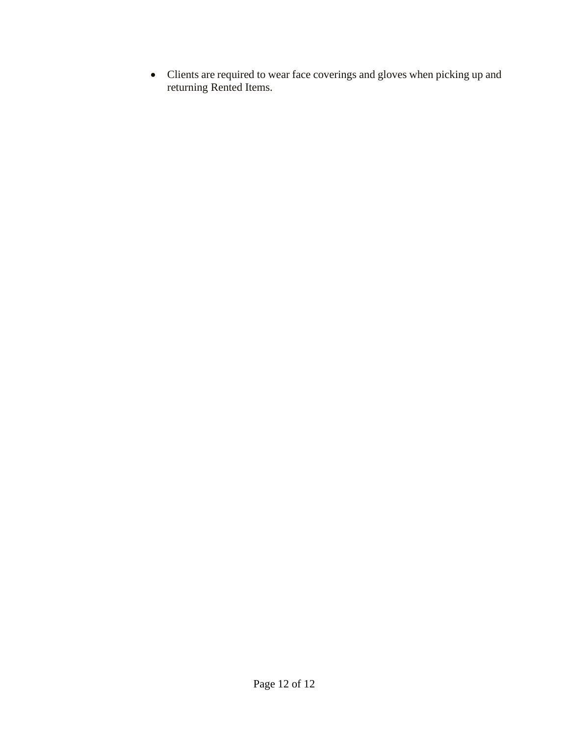- Clients are required to wear face coverings and gloves when picking up and returning Rented Items.